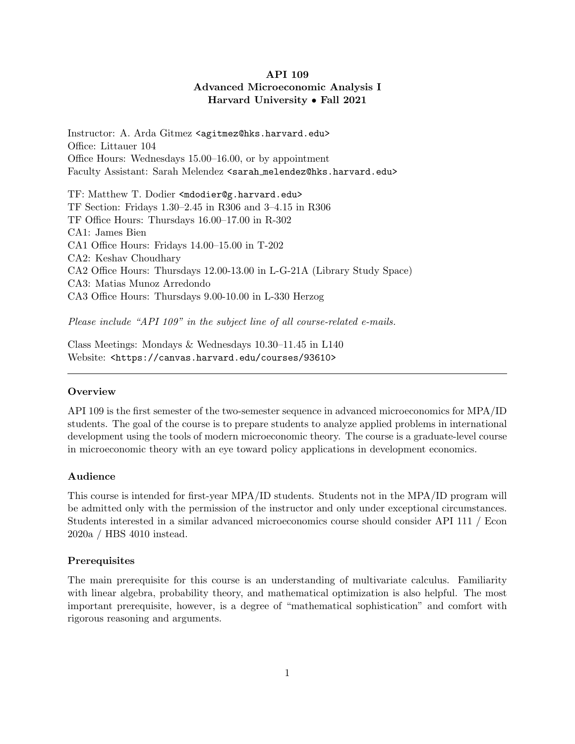# API 109
## Advanced Microeconomic Analysis I
## Harvard University • Fall 2021

Instructor: A. Arda Gitmez <agitmez@hks.harvard.edu>
Office: Littauer 104
Office Hours: Wednesdays 15.00–16.00, or by appointment
Faculty Assistant: Sarah Melendez <sarah_melendez@hks.harvard.edu>

TF: Matthew T. Dodier <mdodier@g.harvard.edu>
TF Section: Fridays 1.30–2.45 in R306 and 3–4.15 in R306
TF Office Hours: Thursdays 16.00–17.00 in R-302
CA1: James Bien
CA1 Office Hours: Fridays 14.00–15.00 in T-202
CA2: Keshav Choudhary
CA2 Office Hours: Thursdays 12.00-13.00 in L-G-21A (Library Study Space)
CA3: Matias Munoz Arredondo
CA3 Office Hours: Thursdays 9.00-10.00 in L-330 Herzog

*Please include "API 109" in the subject line of all course-related e-mails.*

Class Meetings: Mondays & Wednesdays 10.30–11.45 in L140
Website: <https://canvas.harvard.edu/courses/93610>

---

### Overview

API 109 is the first semester of the two-semester sequence in advanced microeconomics for MPA/ID students. The goal of the course is to prepare students to analyze applied problems in international development using the tools of modern microeconomic theory. The course is a graduate-level course in microeconomic theory with an eye toward policy applications in development economics.

### Audience

This course is intended for first-year MPA/ID students. Students not in the MPA/ID program will be admitted only with the permission of the instructor and only under exceptional circumstances. Students interested in a similar advanced microeconomics course should consider API 111 / Econ 2020a / HBS 4010 instead.

### Prerequisites

The main prerequisite for this course is an understanding of multivariate calculus. Familiarity with linear algebra, probability theory, and mathematical optimization is also helpful. The most important prerequisite, however, is a degree of "mathematical sophistication" and comfort with rigorous reasoning and arguments.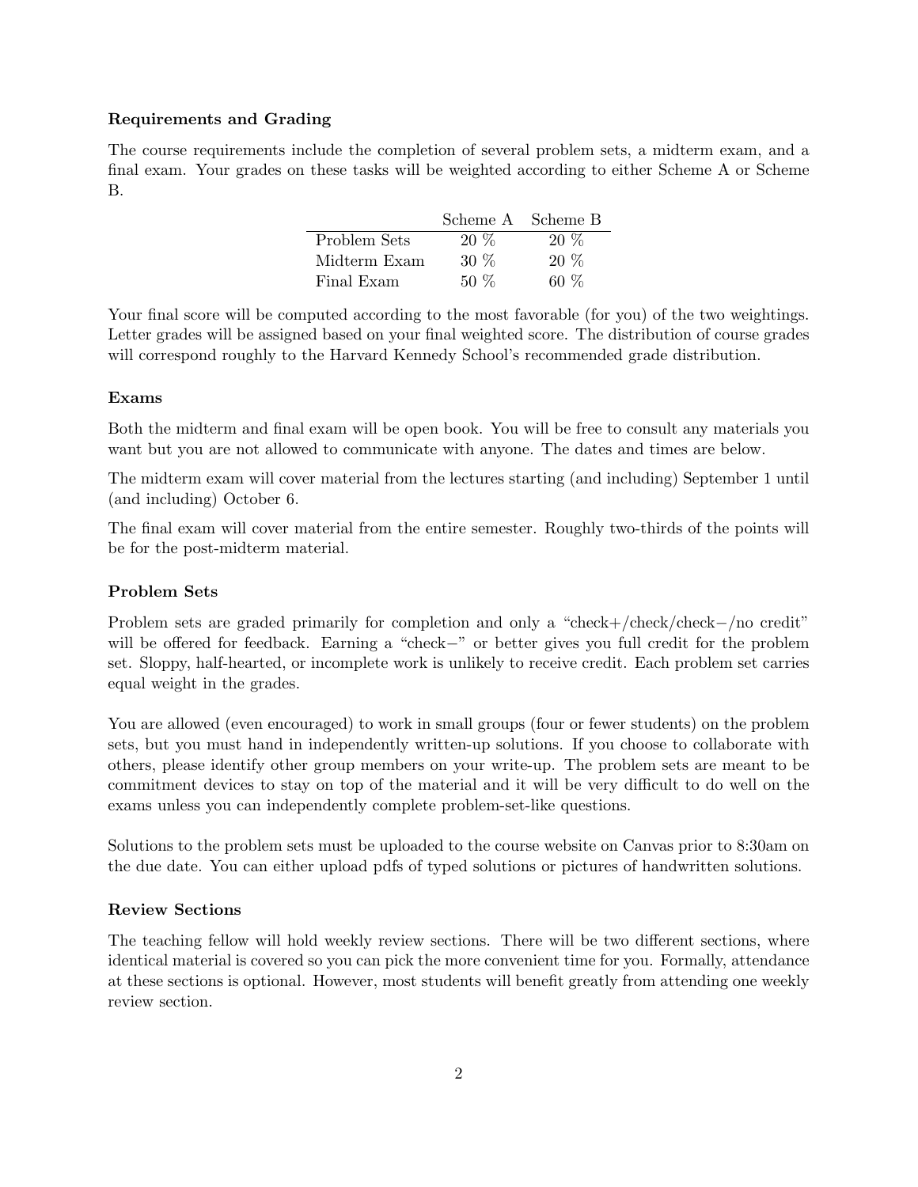### Requirements and Grading

The course requirements include the completion of several problem sets, a midterm exam, and a final exam. Your grades on these tasks will be weighted according to either Scheme A or Scheme B.

| | Scheme A | Scheme B |
|---|---|---|
| Problem Sets | 20 % | 20 % |
| Midterm Exam | 30 % | 20 % |
| Final Exam | 50 % | 60 % |

Your final score will be computed according to the most favorable (for you) of the two weightings. Letter grades will be assigned based on your final weighted score. The distribution of course grades will correspond roughly to the Harvard Kennedy School's recommended grade distribution.

### Exams

Both the midterm and final exam will be open book. You will be free to consult any materials you want but you are not allowed to communicate with anyone. The dates and times are below.

The midterm exam will cover material from the lectures starting (and including) September 1 until (and including) October 6.

The final exam will cover material from the entire semester. Roughly two-thirds of the points will be for the post-midterm material.

### Problem Sets

Problem sets are graded primarily for completion and only a "check+/check/check−/no credit" will be offered for feedback. Earning a "check−" or better gives you full credit for the problem set. Sloppy, half-hearted, or incomplete work is unlikely to receive credit. Each problem set carries equal weight in the grades.

You are allowed (even encouraged) to work in small groups (four or fewer students) on the problem sets, but you must hand in independently written-up solutions. If you choose to collaborate with others, please identify other group members on your write-up. The problem sets are meant to be commitment devices to stay on top of the material and it will be very difficult to do well on the exams unless you can independently complete problem-set-like questions.

Solutions to the problem sets must be uploaded to the course website on Canvas prior to 8:30am on the due date. You can either upload pdfs of typed solutions or pictures of handwritten solutions.

### Review Sections

The teaching fellow will hold weekly review sections. There will be two different sections, where identical material is covered so you can pick the more convenient time for you. Formally, attendance at these sections is optional. However, most students will benefit greatly from attending one weekly review section.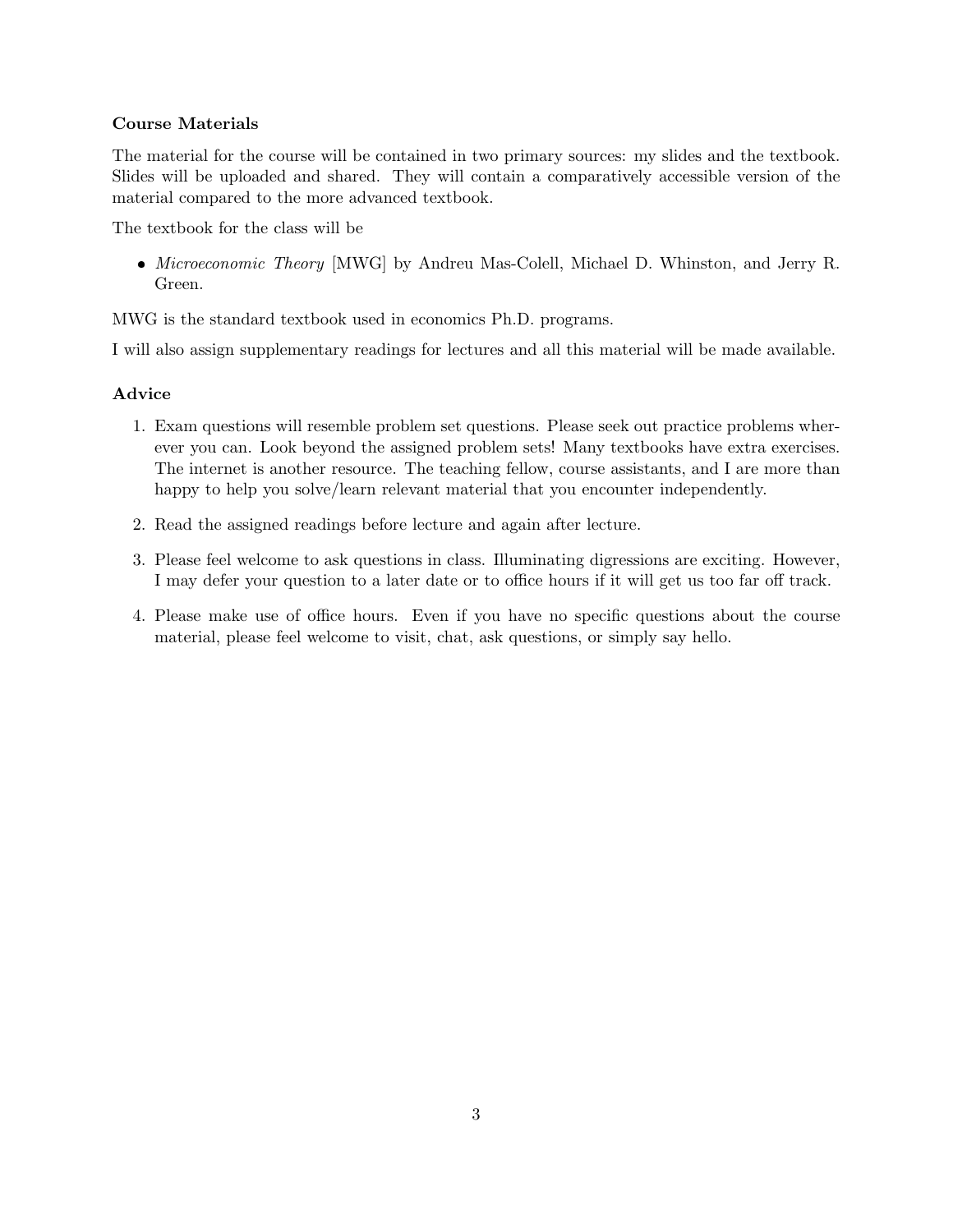### Course Materials

The material for the course will be contained in two primary sources: my slides and the textbook. Slides will be uploaded and shared. They will contain a comparatively accessible version of the material compared to the more advanced textbook.

The textbook for the class will be

- *Microeconomic Theory* [MWG] by Andreu Mas-Colell, Michael D. Whinston, and Jerry R. Green.

MWG is the standard textbook used in economics Ph.D. programs.

I will also assign supplementary readings for lectures and all this material will be made available.

### Advice

1. Exam questions will resemble problem set questions. Please seek out practice problems wherever you can. Look beyond the assigned problem sets! Many textbooks have extra exercises. The internet is another resource. The teaching fellow, course assistants, and I are more than happy to help you solve/learn relevant material that you encounter independently.
2. Read the assigned readings before lecture and again after lecture.
3. Please feel welcome to ask questions in class. Illuminating digressions are exciting. However, I may defer your question to a later date or to office hours if it will get us too far off track.
4. Please make use of office hours. Even if you have no specific questions about the course material, please feel welcome to visit, chat, ask questions, or simply say hello.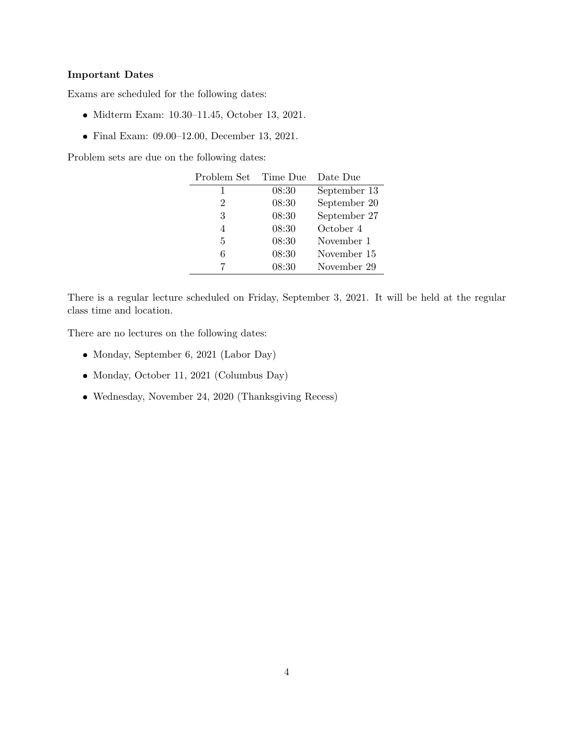**Important Dates**

Exams are scheduled for the following dates:

- Midterm Exam: 10.30–11.45, October 13, 2021.
- Final Exam: 09.00–12.00, December 13, 2021.

Problem sets are due on the following dates:

| Problem Set | Time Due | Date Due |
|---|---|---|
| 1 | 08:30 | September 13 |
| 2 | 08:30 | September 20 |
| 3 | 08:30 | September 27 |
| 4 | 08:30 | October 4 |
| 5 | 08:30 | November 1 |
| 6 | 08:30 | November 15 |
| 7 | 08:30 | November 29 |

There is a regular lecture scheduled on Friday, September 3, 2021. It will be held at the regular class time and location.

There are no lectures on the following dates:

- Monday, September 6, 2021 (Labor Day)
- Monday, October 11, 2021 (Columbus Day)
- Wednesday, November 24, 2020 (Thanksgiving Recess)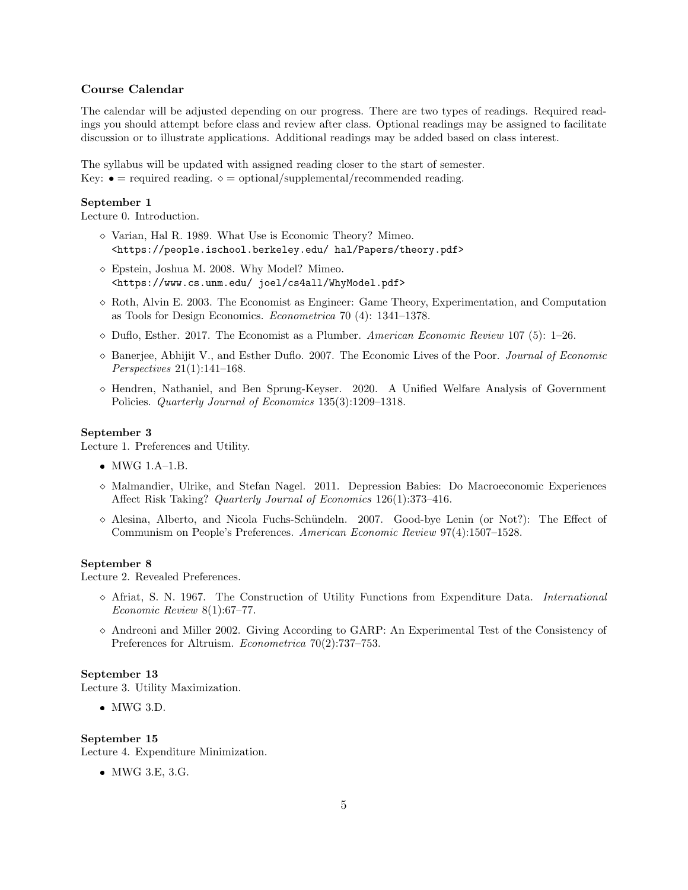## Course Calendar

The calendar will be adjusted depending on our progress. There are two types of readings. Required readings you should attempt before class and review after class. Optional readings may be assigned to facilitate discussion or to illustrate applications. Additional readings may be added based on class interest.

The syllabus will be updated with assigned reading closer to the start of semester.
Key: • = required reading. ⋄ = optional/supplemental/recommended reading.

**September 1**
Lecture 0. Introduction.

- ⋄ Varian, Hal R. 1989. What Use is Economic Theory? Mimeo. `<https://people.ischool.berkeley.edu/ hal/Papers/theory.pdf>`
- ⋄ Epstein, Joshua M. 2008. Why Model? Mimeo. `<https://www.cs.unm.edu/ joel/cs4all/WhyModel.pdf>`
- ⋄ Roth, Alvin E. 2003. The Economist as Engineer: Game Theory, Experimentation, and Computation as Tools for Design Economics. *Econometrica* 70 (4): 1341–1378.
- ⋄ Duflo, Esther. 2017. The Economist as a Plumber. *American Economic Review* 107 (5): 1–26.
- ⋄ Banerjee, Abhijit V., and Esther Duflo. 2007. The Economic Lives of the Poor. *Journal of Economic Perspectives* 21(1):141–168.
- ⋄ Hendren, Nathaniel, and Ben Sprung-Keyser. 2020. A Unified Welfare Analysis of Government Policies. *Quarterly Journal of Economics* 135(3):1209–1318.

**September 3**
Lecture 1. Preferences and Utility.

- • MWG 1.A–1.B.
- ⋄ Malmandier, Ulrike, and Stefan Nagel. 2011. Depression Babies: Do Macroeconomic Experiences Affect Risk Taking? *Quarterly Journal of Economics* 126(1):373–416.
- ⋄ Alesina, Alberto, and Nicola Fuchs-Schündeln. 2007. Good-bye Lenin (or Not?): The Effect of Communism on People's Preferences. *American Economic Review* 97(4):1507–1528.

**September 8**
Lecture 2. Revealed Preferences.

- ⋄ Afriat, S. N. 1967. The Construction of Utility Functions from Expenditure Data. *International Economic Review* 8(1):67–77.
- ⋄ Andreoni and Miller 2002. Giving According to GARP: An Experimental Test of the Consistency of Preferences for Altruism. *Econometrica* 70(2):737–753.

**September 13**
Lecture 3. Utility Maximization.

- • MWG 3.D.

**September 15**
Lecture 4. Expenditure Minimization.

- • MWG 3.E, 3.G.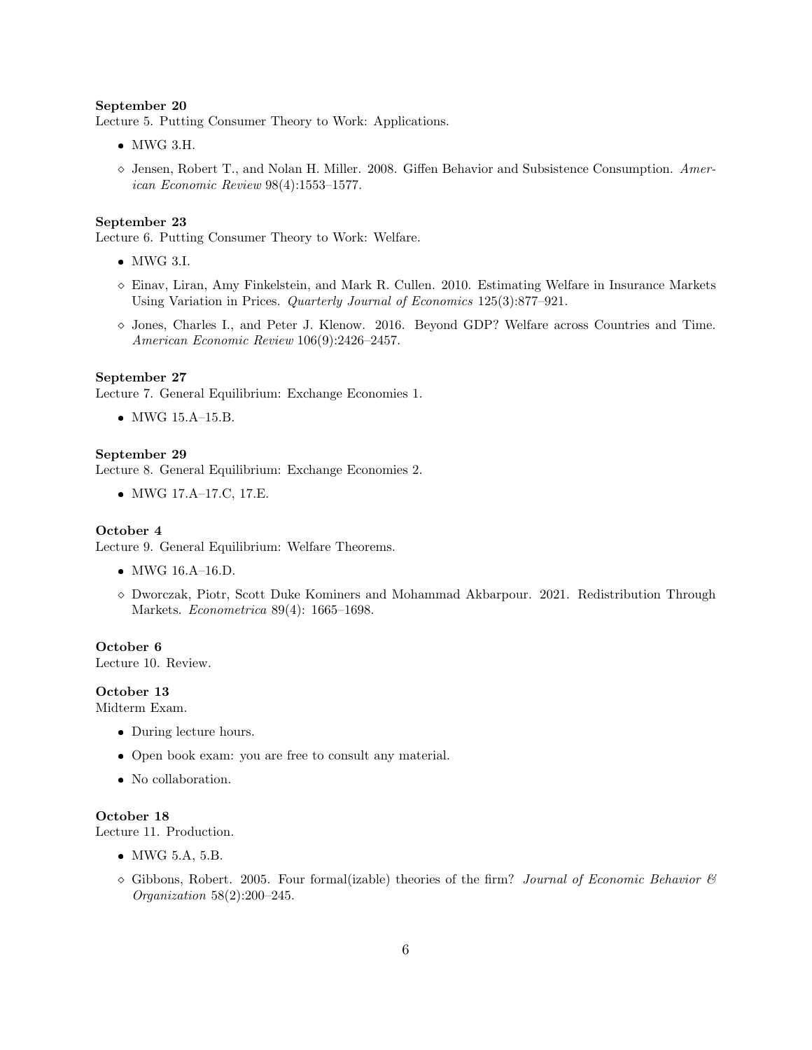**September 20**
Lecture 5. Putting Consumer Theory to Work: Applications.

- MWG 3.H.
- ◇ Jensen, Robert T., and Nolan H. Miller. 2008. Giffen Behavior and Subsistence Consumption. *American Economic Review* 98(4):1553–1577.

**September 23**
Lecture 6. Putting Consumer Theory to Work: Welfare.

- MWG 3.I.
- ◇ Einav, Liran, Amy Finkelstein, and Mark R. Cullen. 2010. Estimating Welfare in Insurance Markets Using Variation in Prices. *Quarterly Journal of Economics* 125(3):877–921.
- ◇ Jones, Charles I., and Peter J. Klenow. 2016. Beyond GDP? Welfare across Countries and Time. *American Economic Review* 106(9):2426–2457.

**September 27**
Lecture 7. General Equilibrium: Exchange Economies 1.

- MWG 15.A–15.B.

**September 29**
Lecture 8. General Equilibrium: Exchange Economies 2.

- MWG 17.A–17.C, 17.E.

**October 4**
Lecture 9. General Equilibrium: Welfare Theorems.

- MWG 16.A–16.D.
- ◇ Dworczak, Piotr, Scott Duke Kominers and Mohammad Akbarpour. 2021. Redistribution Through Markets. *Econometrica* 89(4): 1665–1698.

**October 6**
Lecture 10. Review.

**October 13**
Midterm Exam.

- During lecture hours.
- Open book exam: you are free to consult any material.
- No collaboration.

**October 18**
Lecture 11. Production.

- MWG 5.A, 5.B.
- ◇ Gibbons, Robert. 2005. Four formal(izable) theories of the firm? *Journal of Economic Behavior & Organization* 58(2):200–245.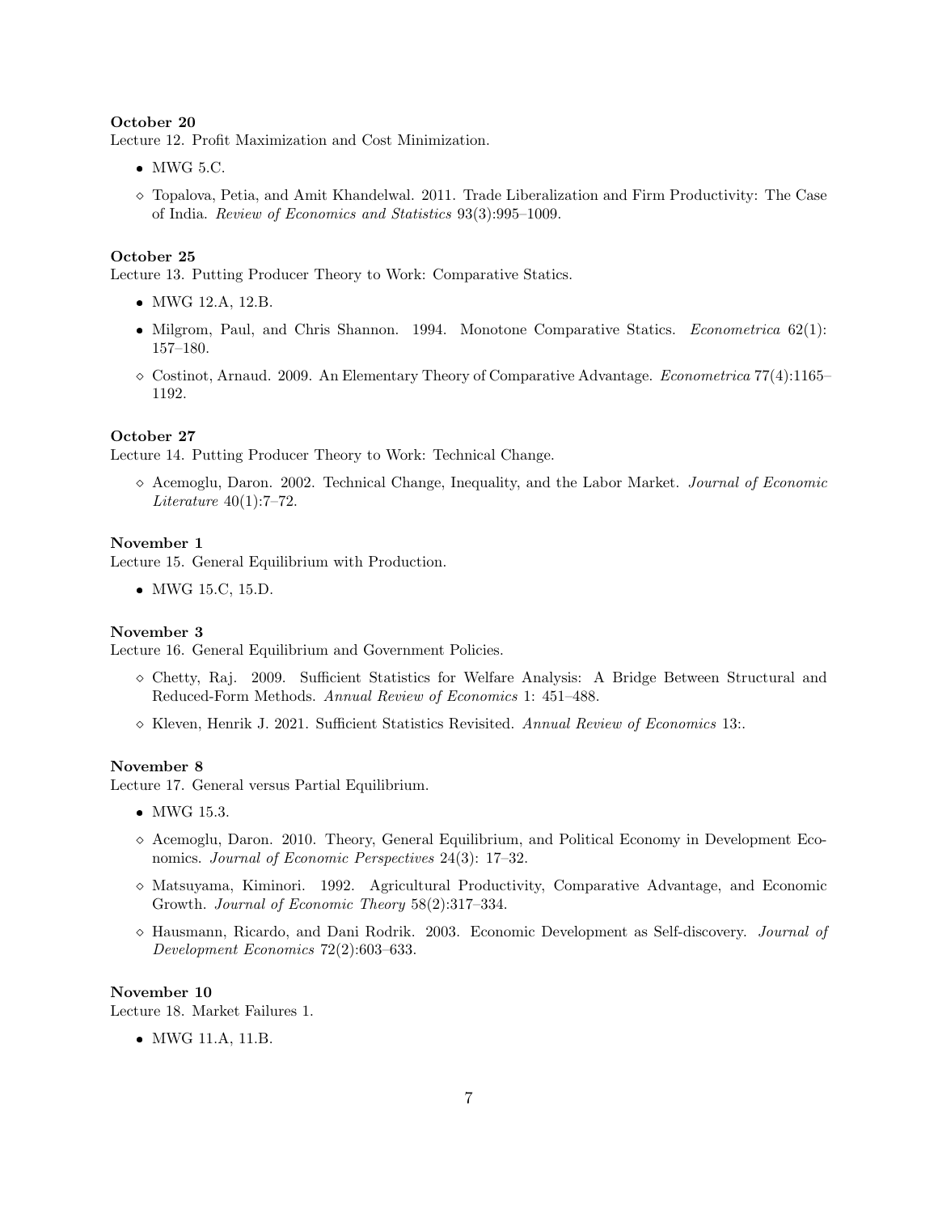**October 20**

Lecture 12. Profit Maximization and Cost Minimization.

- MWG 5.C.

◇ Topalova, Petia, and Amit Khandelwal. 2011. Trade Liberalization and Firm Productivity: The Case of India. *Review of Economics and Statistics* 93(3):995–1009.

**October 25**

Lecture 13. Putting Producer Theory to Work: Comparative Statics.

- MWG 12.A, 12.B.
- Milgrom, Paul, and Chris Shannon. 1994. Monotone Comparative Statics. *Econometrica* 62(1): 157–180.

◇ Costinot, Arnaud. 2009. An Elementary Theory of Comparative Advantage. *Econometrica* 77(4):1165–1192.

**October 27**

Lecture 14. Putting Producer Theory to Work: Technical Change.

◇ Acemoglu, Daron. 2002. Technical Change, Inequality, and the Labor Market. *Journal of Economic Literature* 40(1):7–72.

**November 1**

Lecture 15. General Equilibrium with Production.

- MWG 15.C, 15.D.

**November 3**

Lecture 16. General Equilibrium and Government Policies.

◇ Chetty, Raj. 2009. Sufficient Statistics for Welfare Analysis: A Bridge Between Structural and Reduced-Form Methods. *Annual Review of Economics* 1: 451–488.

◇ Kleven, Henrik J. 2021. Sufficient Statistics Revisited. *Annual Review of Economics* 13:.

**November 8**

Lecture 17. General versus Partial Equilibrium.

- MWG 15.3.

◇ Acemoglu, Daron. 2010. Theory, General Equilibrium, and Political Economy in Development Economics. *Journal of Economic Perspectives* 24(3): 17–32.

◇ Matsuyama, Kiminori. 1992. Agricultural Productivity, Comparative Advantage, and Economic Growth. *Journal of Economic Theory* 58(2):317–334.

◇ Hausmann, Ricardo, and Dani Rodrik. 2003. Economic Development as Self-discovery. *Journal of Development Economics* 72(2):603–633.

**November 10**

Lecture 18. Market Failures 1.

- MWG 11.A, 11.B.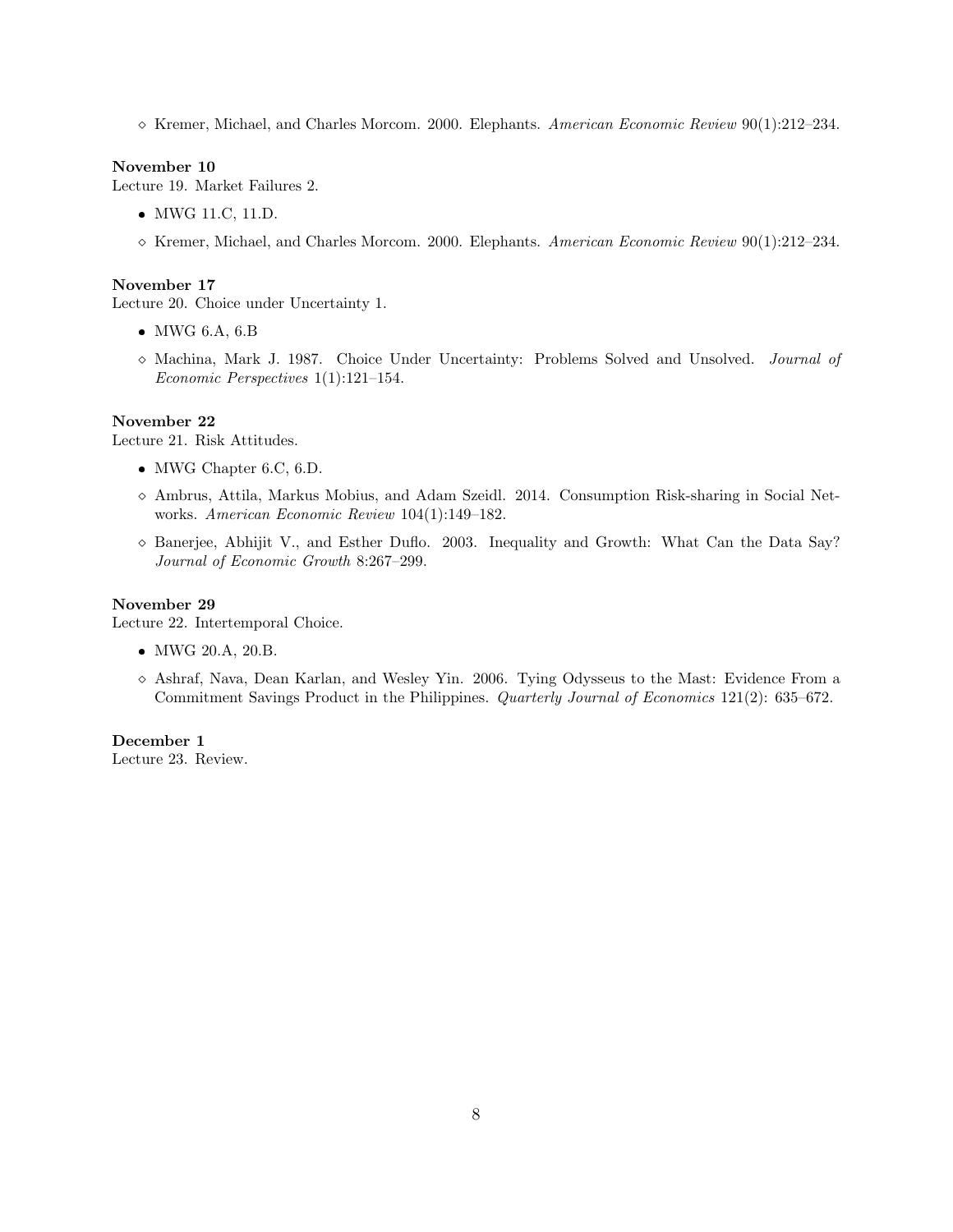◇ Kremer, Michael, and Charles Morcom. 2000. Elephants. *American Economic Review* 90(1):212–234.

**November 10**
Lecture 19. Market Failures 2.

- MWG 11.C, 11.D.

◇ Kremer, Michael, and Charles Morcom. 2000. Elephants. *American Economic Review* 90(1):212–234.

**November 17**
Lecture 20. Choice under Uncertainty 1.

- MWG 6.A, 6.B

◇ Machina, Mark J. 1987. Choice Under Uncertainty: Problems Solved and Unsolved. *Journal of Economic Perspectives* 1(1):121–154.

**November 22**
Lecture 21. Risk Attitudes.

- MWG Chapter 6.C, 6.D.

◇ Ambrus, Attila, Markus Mobius, and Adam Szeidl. 2014. Consumption Risk-sharing in Social Networks. *American Economic Review* 104(1):149–182.

◇ Banerjee, Abhijit V., and Esther Duflo. 2003. Inequality and Growth: What Can the Data Say? *Journal of Economic Growth* 8:267–299.

**November 29**
Lecture 22. Intertemporal Choice.

- MWG 20.A, 20.B.

◇ Ashraf, Nava, Dean Karlan, and Wesley Yin. 2006. Tying Odysseus to the Mast: Evidence From a Commitment Savings Product in the Philippines. *Quarterly Journal of Economics* 121(2): 635–672.

**December 1**
Lecture 23. Review.